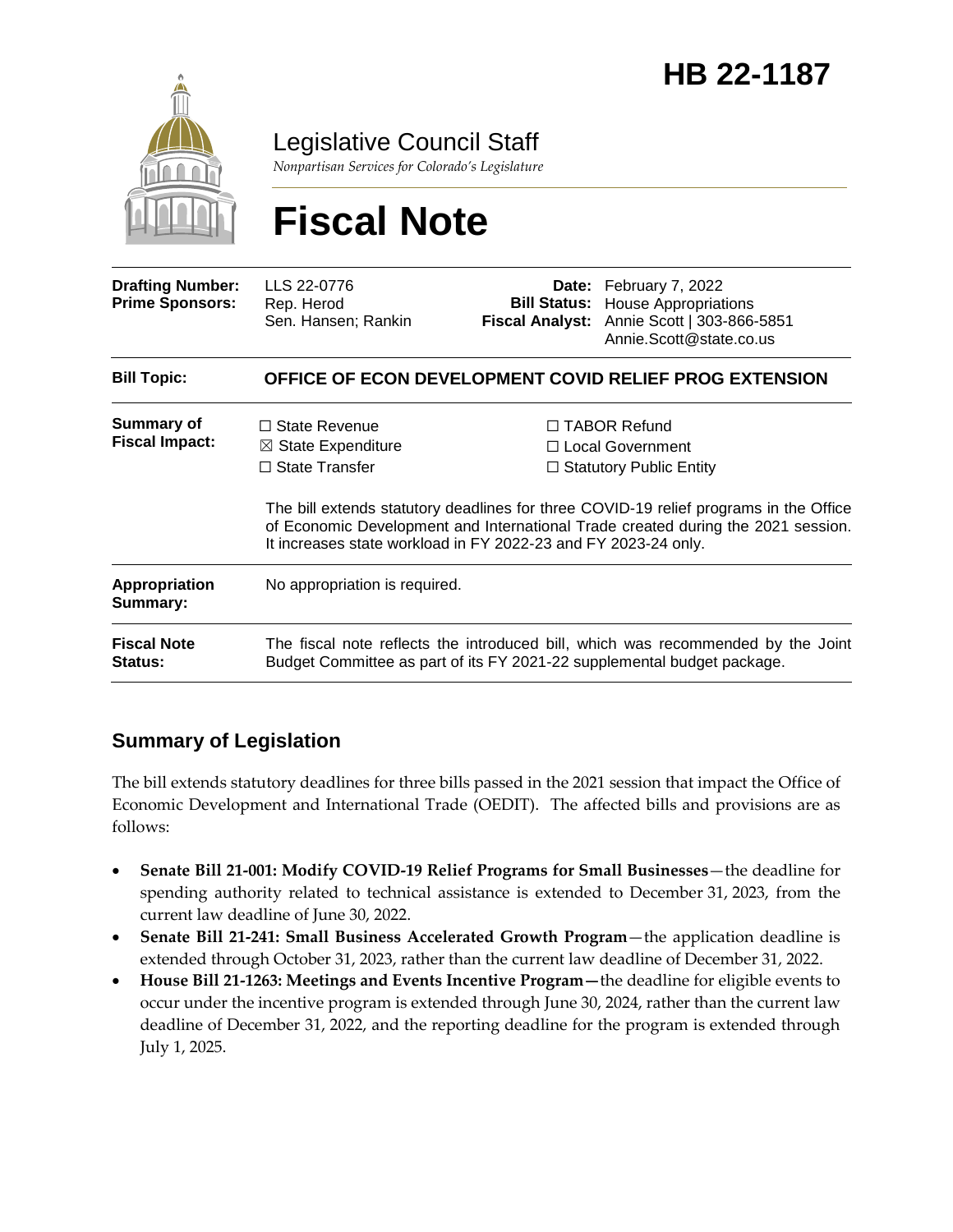# HB 22-1187

Legislative Council Staff

*Nonpartisan Services for Colorado's Legislature*

# Fiscal Note

| | | | |
|---|---|---|---|
| **Drafting Number:** | LLS 22-0776 | **Date:** | February 7, 2022 |
| **Prime Sponsors:** | Rep. Herod<br>Sen. Hansen; Rankin | **Bill Status:** | House Appropriations |
| | | **Fiscal Analyst:** | Annie Scott \| 303-866-5851<br>Annie.Scott@state.co.us |

| | |
|---|---|
| **Bill Topic:** | **OFFICE OF ECON DEVELOPMENT COVID RELIEF PROG EXTENSION** |
| **Summary of Fiscal Impact:** | ☐ State Revenue ☒ State Expenditure ☐ State Transfer ☐ TABOR Refund ☐ Local Government ☐ Statutory Public Entity<br><br>The bill extends statutory deadlines for three COVID-19 relief programs in the Office of Economic Development and International Trade created during the 2021 session. It increases state workload in FY 2022-23 and FY 2023-24 only. |
| **Appropriation Summary:** | No appropriation is required. |
| **Fiscal Note Status:** | The fiscal note reflects the introduced bill, which was recommended by the Joint Budget Committee as part of its FY 2021-22 supplemental budget package. |

## Summary of Legislation

The bill extends statutory deadlines for three bills passed in the 2021 session that impact the Office of Economic Development and International Trade (OEDIT). The affected bills and provisions are as follows:

- **Senate Bill 21-001: Modify COVID-19 Relief Programs for Small Businesses**—the deadline for spending authority related to technical assistance is extended to December 31, 2023, from the current law deadline of June 30, 2022.
- **Senate Bill 21-241: Small Business Accelerated Growth Program**—the application deadline is extended through October 31, 2023, rather than the current law deadline of December 31, 2022.
- **House Bill 21-1263: Meetings and Events Incentive Program—**the deadline for eligible events to occur under the incentive program is extended through June 30, 2024, rather than the current law deadline of December 31, 2022, and the reporting deadline for the program is extended through July 1, 2025.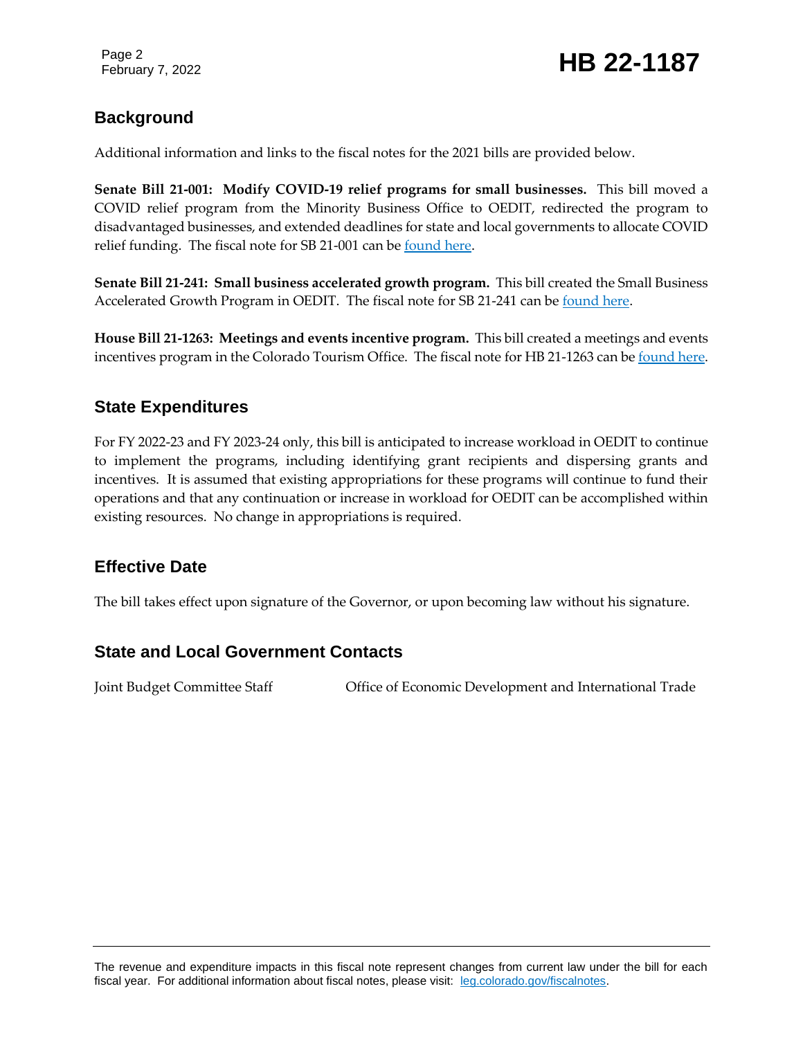## Background

Additional information and links to the fiscal notes for the 2021 bills are provided below.

**Senate Bill 21-001: Modify COVID-19 relief programs for small businesses.** This bill moved a COVID relief program from the Minority Business Office to OEDIT, redirected the program to disadvantaged businesses, and extended deadlines for state and local governments to allocate COVID relief funding. The fiscal note for SB 21-001 can be found here.

**Senate Bill 21-241: Small business accelerated growth program.** This bill created the Small Business Accelerated Growth Program in OEDIT. The fiscal note for SB 21-241 can be found here.

**House Bill 21-1263: Meetings and events incentive program.** This bill created a meetings and events incentives program in the Colorado Tourism Office. The fiscal note for HB 21-1263 can be found here.

## State Expenditures

For FY 2022-23 and FY 2023-24 only, this bill is anticipated to increase workload in OEDIT to continue to implement the programs, including identifying grant recipients and dispersing grants and incentives. It is assumed that existing appropriations for these programs will continue to fund their operations and that any continuation or increase in workload for OEDIT can be accomplished within existing resources. No change in appropriations is required.

## Effective Date

The bill takes effect upon signature of the Governor, or upon becoming law without his signature.

## State and Local Government Contacts

Joint Budget Committee Staff

Office of Economic Development and International Trade

The revenue and expenditure impacts in this fiscal note represent changes from current law under the bill for each fiscal year. For additional information about fiscal notes, please visit: leg.colorado.gov/fiscalnotes.